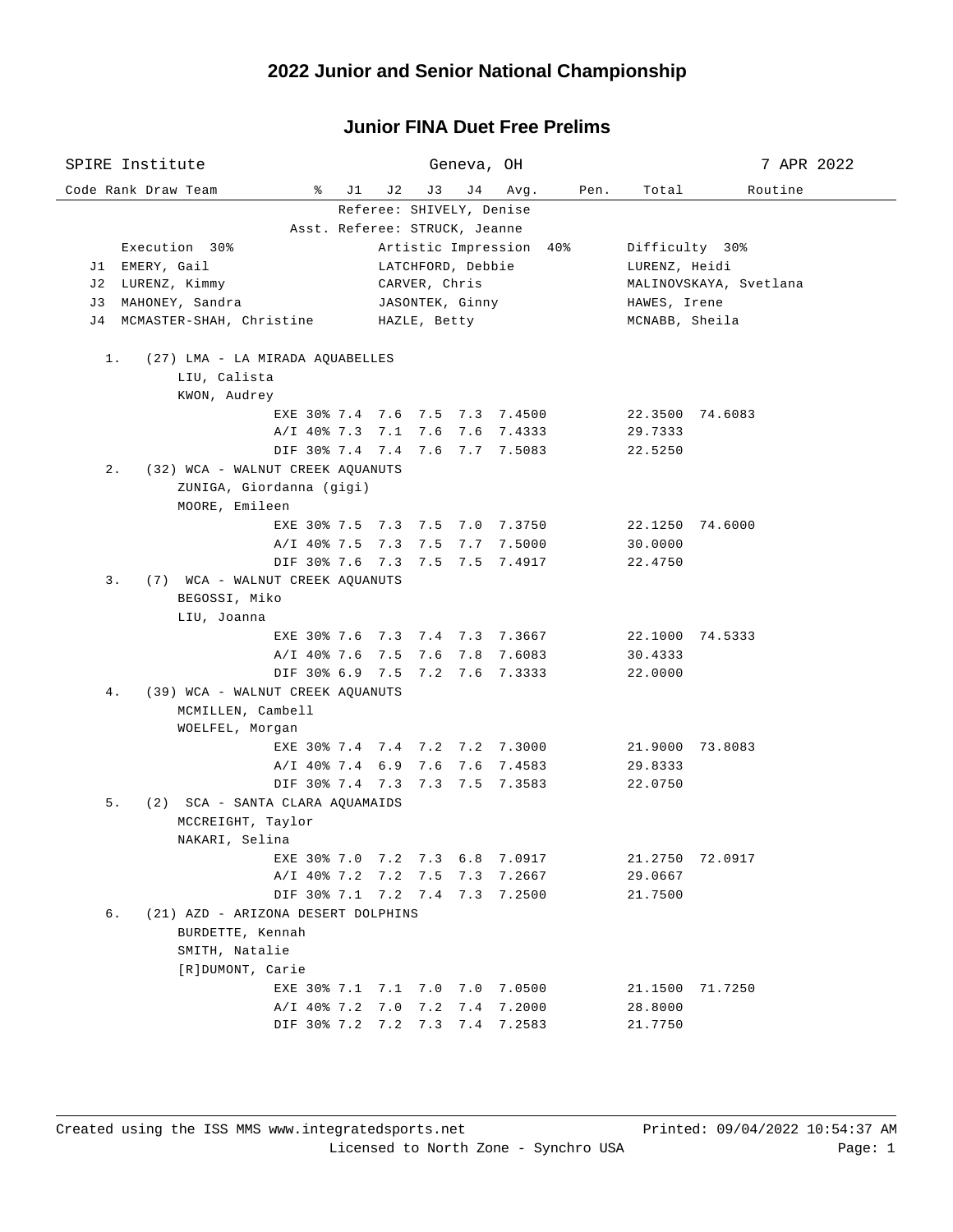# 2022 Junior and Senior National Championship

## Junior FINA Duet Free Prelims

SPIRE Institute — Geneva, OH — 7 APR 2022

Referee: SHIVELY, Denise
Asst. Referee: STRUCK, Jeanne

| | Execution 30% | Artistic Impression 40% | Difficulty 30% |
|---|---|---|---|
| J1 | EMERY, Gail | LATCHFORD, Debbie | LURENZ, Heidi |
| J2 | LURENZ, Kimmy | CARVER, Chris | MALINOVSKAYA, Svetlana |
| J3 | MAHONEY, Sandra | JASONTEK, Ginny | HAWES, Irene |
| J4 | MCMASTER-SHAH, Christine | HAZLE, Betty | MCNABB, Sheila |

| Code | Rank | Draw | Team | % | J1 | J2 | J3 | J4 | Avg. | Pen. | Total | Routine |
|---|---|---|---|---|---|---|---|---|---|---|---|---|
| | 1. | (27) | LMA - LA MIRADA AQUABELLES<br>LIU, Calista<br>KWON, Audrey | | | | | | | | | |
| | | | | EXE 30% | 7.4 | 7.6 | 7.5 | 7.3 | 7.4500 | | 22.3500 | 74.6083 |
| | | | | A/I 40% | 7.3 | 7.1 | 7.6 | 7.6 | 7.4333 | | 29.7333 | |
| | | | | DIF 30% | 7.4 | 7.4 | 7.6 | 7.7 | 7.5083 | | 22.5250 | |
| | 2. | (32) | WCA - WALNUT CREEK AQUANUTS<br>ZUNIGA, Giordanna (gigi)<br>MOORE, Emileen | | | | | | | | | |
| | | | | EXE 30% | 7.5 | 7.3 | 7.5 | 7.0 | 7.3750 | | 22.1250 | 74.6000 |
| | | | | A/I 40% | 7.5 | 7.3 | 7.5 | 7.7 | 7.5000 | | 30.0000 | |
| | | | | DIF 30% | 7.6 | 7.3 | 7.5 | 7.5 | 7.4917 | | 22.4750 | |
| | 3. | (7) | WCA - WALNUT CREEK AQUANUTS<br>BEGOSSI, Miko<br>LIU, Joanna | | | | | | | | | |
| | | | | EXE 30% | 7.6 | 7.3 | 7.4 | 7.3 | 7.3667 | | 22.1000 | 74.5333 |
| | | | | A/I 40% | 7.6 | 7.5 | 7.6 | 7.8 | 7.6083 | | 30.4333 | |
| | | | | DIF 30% | 6.9 | 7.5 | 7.2 | 7.6 | 7.3333 | | 22.0000 | |
| | 4. | (39) | WCA - WALNUT CREEK AQUANUTS<br>MCMILLEN, Cambell<br>WOELFEL, Morgan | | | | | | | | | |
| | | | | EXE 30% | 7.4 | 7.4 | 7.2 | 7.2 | 7.3000 | | 21.9000 | 73.8083 |
| | | | | A/I 40% | 7.4 | 6.9 | 7.6 | 7.6 | 7.4583 | | 29.8333 | |
| | | | | DIF 30% | 7.4 | 7.3 | 7.3 | 7.5 | 7.3583 | | 22.0750 | |
| | 5. | (2) | SCA - SANTA CLARA AQUAMAIDS<br>MCCREIGHT, Taylor<br>NAKARI, Selina | | | | | | | | | |
| | | | | EXE 30% | 7.0 | 7.2 | 7.3 | 6.8 | 7.0917 | | 21.2750 | 72.0917 |
| | | | | A/I 40% | 7.2 | 7.2 | 7.5 | 7.3 | 7.2667 | | 29.0667 | |
| | | | | DIF 30% | 7.1 | 7.2 | 7.4 | 7.3 | 7.2500 | | 21.7500 | |
| | 6. | (21) | AZD - ARIZONA DESERT DOLPHINS<br>BURDETTE, Kennah<br>SMITH, Natalie<br>[R]DUMONT, Carie | | | | | | | | | |
| | | | | EXE 30% | 7.1 | 7.1 | 7.0 | 7.0 | 7.0500 | | 21.1500 | 71.7250 |
| | | | | A/I 40% | 7.2 | 7.0 | 7.2 | 7.4 | 7.2000 | | 28.8000 | |
| | | | | DIF 30% | 7.2 | 7.2 | 7.3 | 7.4 | 7.2583 | | 21.7750 | |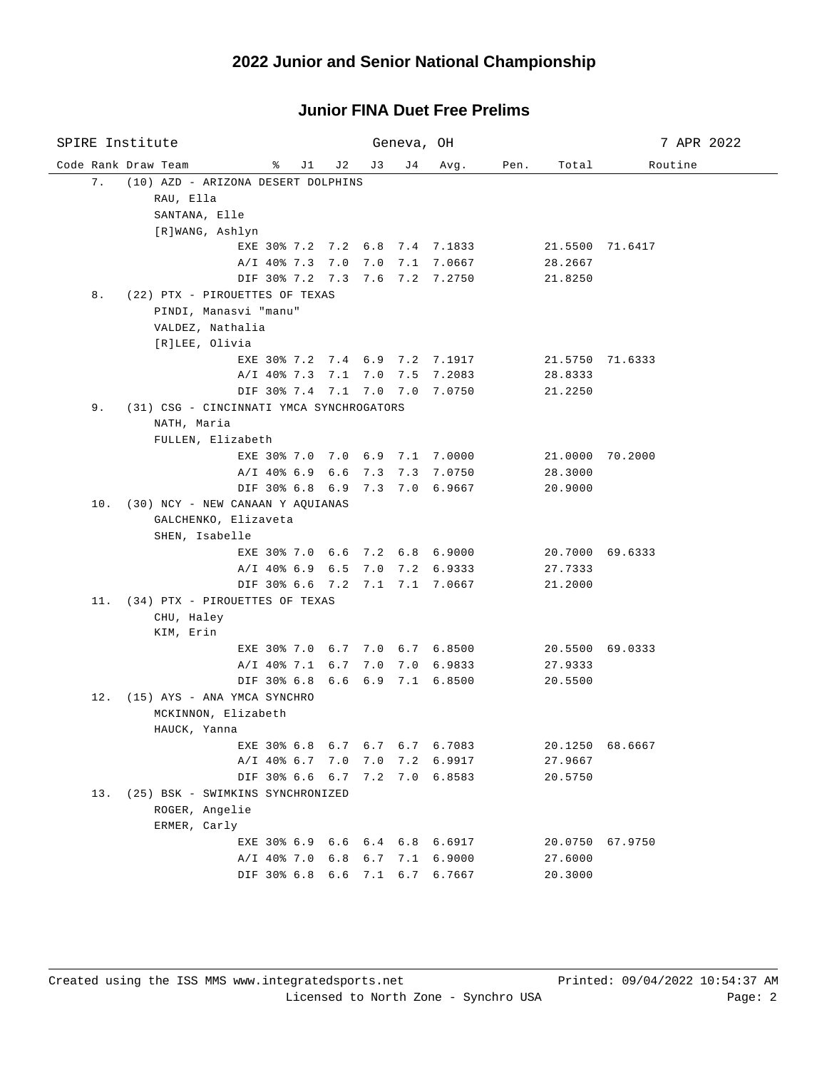## 2022 Junior and Senior National Championship

### Junior FINA Duet Free Prelims

SPIRE Institute — Geneva, OH — 7 APR 2022

| Code | Rank | Draw | Team | % | J1 | J2 | J3 | J4 | Avg. | Pen. | Total | Routine |
|---|---|---|---|---|---|---|---|---|---|---|---|---|
| | 7. | (10) | AZD - ARIZONA DESERT DOLPHINS | | | | | | | | | |
| | | | RAU, Ella | | | | | | | | | |
| | | | SANTANA, Elle | | | | | | | | | |
| | | | [R]WANG, Ashlyn | | | | | | | | | |
| | | | | EXE 30% | 7.2 | 7.2 | 6.8 | 7.4 | 7.1833 | | 21.5500 | 71.6417 |
| | | | | A/I 40% | 7.3 | 7.0 | 7.0 | 7.1 | 7.0667 | | 28.2667 | |
| | | | | DIF 30% | 7.2 | 7.3 | 7.6 | 7.2 | 7.2750 | | 21.8250 | |
| | 8. | (22) | PTX - PIROUETTES OF TEXAS | | | | | | | | | |
| | | | PINDI, Manasvi "manu" | | | | | | | | | |
| | | | VALDEZ, Nathalia | | | | | | | | | |
| | | | [R]LEE, Olivia | | | | | | | | | |
| | | | | EXE 30% | 7.2 | 7.4 | 6.9 | 7.2 | 7.1917 | | 21.5750 | 71.6333 |
| | | | | A/I 40% | 7.3 | 7.1 | 7.0 | 7.5 | 7.2083 | | 28.8333 | |
| | | | | DIF 30% | 7.4 | 7.1 | 7.0 | 7.0 | 7.0750 | | 21.2250 | |
| | 9. | (31) | CSG - CINCINNATI YMCA SYNCHROGATORS | | | | | | | | | |
| | | | NATH, Maria | | | | | | | | | |
| | | | FULLEN, Elizabeth | | | | | | | | | |
| | | | | EXE 30% | 7.0 | 7.0 | 6.9 | 7.1 | 7.0000 | | 21.0000 | 70.2000 |
| | | | | A/I 40% | 6.9 | 6.6 | 7.3 | 7.3 | 7.0750 | | 28.3000 | |
| | | | | DIF 30% | 6.8 | 6.9 | 7.3 | 7.0 | 6.9667 | | 20.9000 | |
| | 10. | (30) | NCY - NEW CANAAN Y AQUIANAS | | | | | | | | | |
| | | | GALCHENKO, Elizaveta | | | | | | | | | |
| | | | SHEN, Isabelle | | | | | | | | | |
| | | | | EXE 30% | 7.0 | 6.6 | 7.2 | 6.8 | 6.9000 | | 20.7000 | 69.6333 |
| | | | | A/I 40% | 6.9 | 6.5 | 7.0 | 7.2 | 6.9333 | | 27.7333 | |
| | | | | DIF 30% | 6.6 | 7.2 | 7.1 | 7.1 | 7.0667 | | 21.2000 | |
| | 11. | (34) | PTX - PIROUETTES OF TEXAS | | | | | | | | | |
| | | | CHU, Haley | | | | | | | | | |
| | | | KIM, Erin | | | | | | | | | |
| | | | | EXE 30% | 7.0 | 6.7 | 7.0 | 6.7 | 6.8500 | | 20.5500 | 69.0333 |
| | | | | A/I 40% | 7.1 | 6.7 | 7.0 | 7.0 | 6.9833 | | 27.9333 | |
| | | | | DIF 30% | 6.8 | 6.6 | 6.9 | 7.1 | 6.8500 | | 20.5500 | |
| | 12. | (15) | AYS - ANA YMCA SYNCHRO | | | | | | | | | |
| | | | MCKINNON, Elizabeth | | | | | | | | | |
| | | | HAUCK, Yanna | | | | | | | | | |
| | | | | EXE 30% | 6.8 | 6.7 | 6.7 | 6.7 | 6.7083 | | 20.1250 | 68.6667 |
| | | | | A/I 40% | 6.7 | 7.0 | 7.0 | 7.2 | 6.9917 | | 27.9667 | |
| | | | | DIF 30% | 6.6 | 6.7 | 7.2 | 7.0 | 6.8583 | | 20.5750 | |
| | 13. | (25) | BSK - SWIMKINS SYNCHRONIZED | | | | | | | | | |
| | | | ROGER, Angelie | | | | | | | | | |
| | | | ERMER, Carly | | | | | | | | | |
| | | | | EXE 30% | 6.9 | 6.6 | 6.4 | 6.8 | 6.6917 | | 20.0750 | 67.9750 |
| | | | | A/I 40% | 7.0 | 6.8 | 6.7 | 7.1 | 6.9000 | | 27.6000 | |
| | | | | DIF 30% | 6.8 | 6.6 | 7.1 | 6.7 | 6.7667 | | 20.3000 | |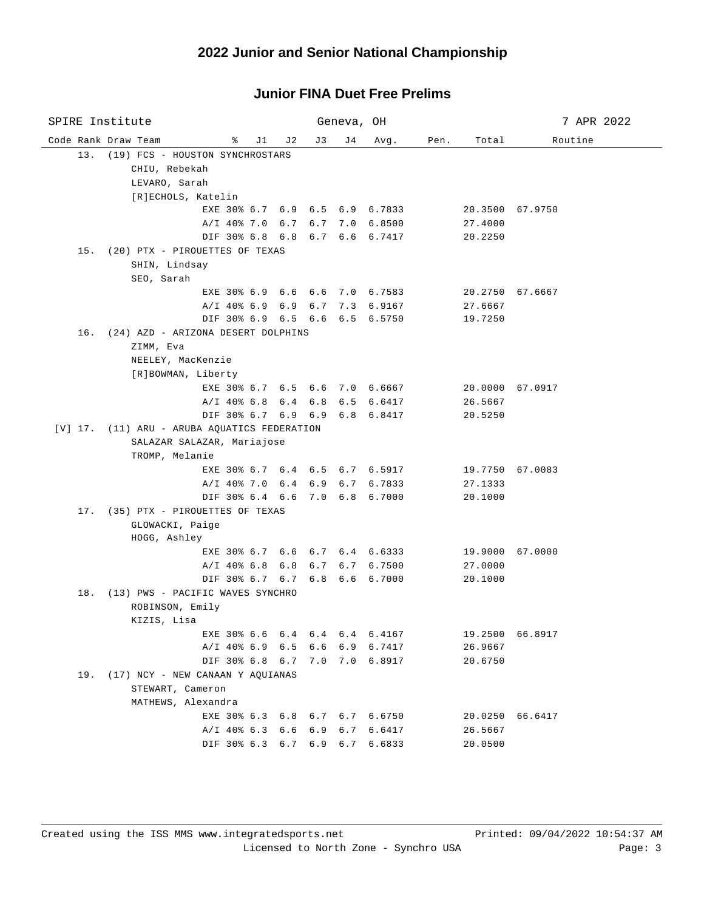# 2022 Junior and Senior National Championship

## Junior FINA Duet Free Prelims

SPIRE Institute — Geneva, OH — 7 APR 2022

| Code | Rank | Draw | Team | % | J1 | J2 | J3 | J4 | Avg. | Pen. | Total | Routine |
|---|---|---|---|---|---|---|---|---|---|---|---|---|
| | 13. | (19) | FCS - HOUSTON SYNCHROSTARS | | | | | | | | | |
| | | | CHIU, Rebekah | | | | | | | | | |
| | | | LEVARO, Sarah | | | | | | | | | |
| | | | [R]ECHOLS, Katelin | | | | | | | | | |
| | | | | EXE 30% | 6.7 | 6.9 | 6.5 | 6.9 | 6.7833 | | 20.3500 | 67.9750 |
| | | | | A/I 40% | 7.0 | 6.7 | 6.7 | 7.0 | 6.8500 | | 27.4000 | |
| | | | | DIF 30% | 6.8 | 6.8 | 6.7 | 6.6 | 6.7417 | | 20.2250 | |
| | 15. | (20) | PTX - PIROUETTES OF TEXAS | | | | | | | | | |
| | | | SHIN, Lindsay | | | | | | | | | |
| | | | SEO, Sarah | | | | | | | | | |
| | | | | EXE 30% | 6.9 | 6.6 | 6.6 | 7.0 | 6.7583 | | 20.2750 | 67.6667 |
| | | | | A/I 40% | 6.9 | 6.9 | 6.7 | 7.3 | 6.9167 | | 27.6667 | |
| | | | | DIF 30% | 6.9 | 6.5 | 6.6 | 6.5 | 6.5750 | | 19.7250 | |
| | 16. | (24) | AZD - ARIZONA DESERT DOLPHINS | | | | | | | | | |
| | | | ZIMM, Eva | | | | | | | | | |
| | | | NEELEY, MacKenzie | | | | | | | | | |
| | | | [R]BOWMAN, Liberty | | | | | | | | | |
| | | | | EXE 30% | 6.7 | 6.5 | 6.6 | 7.0 | 6.6667 | | 20.0000 | 67.0917 |
| | | | | A/I 40% | 6.8 | 6.4 | 6.8 | 6.5 | 6.6417 | | 26.5667 | |
| | | | | DIF 30% | 6.7 | 6.9 | 6.9 | 6.8 | 6.8417 | | 20.5250 | |
| [V] | 17. | (11) | ARU - ARUBA AQUATICS FEDERATION | | | | | | | | | |
| | | | SALAZAR SALAZAR, Mariajose | | | | | | | | | |
| | | | TROMP, Melanie | | | | | | | | | |
| | | | | EXE 30% | 6.7 | 6.4 | 6.5 | 6.7 | 6.5917 | | 19.7750 | 67.0083 |
| | | | | A/I 40% | 7.0 | 6.4 | 6.9 | 6.7 | 6.7833 | | 27.1333 | |
| | | | | DIF 30% | 6.4 | 6.6 | 7.0 | 6.8 | 6.7000 | | 20.1000 | |
| | 17. | (35) | PTX - PIROUETTES OF TEXAS | | | | | | | | | |
| | | | GLOWACKI, Paige | | | | | | | | | |
| | | | HOGG, Ashley | | | | | | | | | |
| | | | | EXE 30% | 6.7 | 6.6 | 6.7 | 6.4 | 6.6333 | | 19.9000 | 67.0000 |
| | | | | A/I 40% | 6.8 | 6.8 | 6.7 | 6.7 | 6.7500 | | 27.0000 | |
| | | | | DIF 30% | 6.7 | 6.7 | 6.8 | 6.6 | 6.7000 | | 20.1000 | |
| | 18. | (13) | PWS - PACIFIC WAVES SYNCHRO | | | | | | | | | |
| | | | ROBINSON, Emily | | | | | | | | | |
| | | | KIZIS, Lisa | | | | | | | | | |
| | | | | EXE 30% | 6.6 | 6.4 | 6.4 | 6.4 | 6.4167 | | 19.2500 | 66.8917 |
| | | | | A/I 40% | 6.9 | 6.5 | 6.6 | 6.9 | 6.7417 | | 26.9667 | |
| | | | | DIF 30% | 6.8 | 6.7 | 7.0 | 7.0 | 6.8917 | | 20.6750 | |
| | 19. | (17) | NCY - NEW CANAAN Y AQUIANAS | | | | | | | | | |
| | | | STEWART, Cameron | | | | | | | | | |
| | | | MATHEWS, Alexandra | | | | | | | | | |
| | | | | EXE 30% | 6.3 | 6.8 | 6.7 | 6.7 | 6.6750 | | 20.0250 | 66.6417 |
| | | | | A/I 40% | 6.3 | 6.6 | 6.9 | 6.7 | 6.6417 | | 26.5667 | |
| | | | | DIF 30% | 6.3 | 6.7 | 6.9 | 6.7 | 6.6833 | | 20.0500 | |

Created using the ISS MMS www.integratedsports.net — Licensed to North Zone - Synchro USA — Printed: 09/04/2022 10:54:37 AM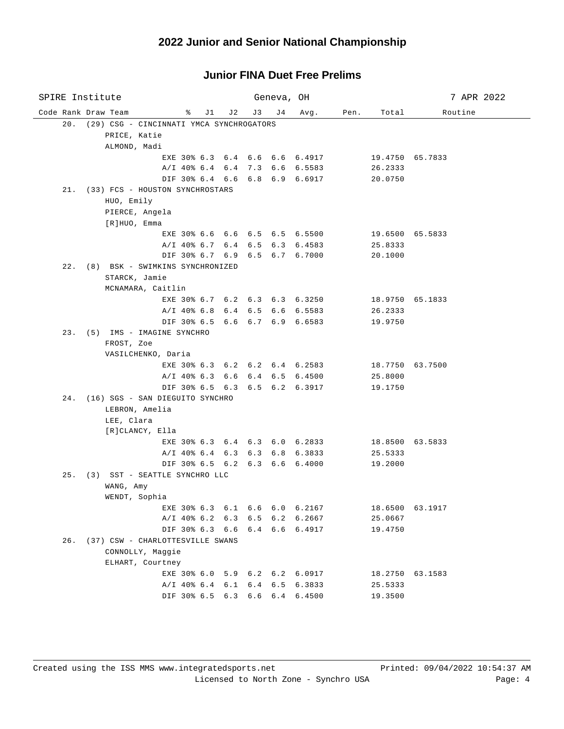# 2022 Junior and Senior National Championship

## Junior FINA Duet Free Prelims

SPIRE Institute — Geneva, OH — 7 APR 2022

| Code Rank | Draw | Team | % | J1 | J2 | J3 | J4 | Avg. | Pen. | Total | Routine |
|---|---|---|---|---|---|---|---|---|---|---|---|
| 20. | (29) | CSG - CINCINNATI YMCA SYNCHROGATORS | | | | | | | | | |
| | | PRICE, Katie | | | | | | | | | |
| | | ALMOND, Madi | | | | | | | | | |
| | | | EXE 30% | 6.3 | 6.4 | 6.6 | 6.6 | 6.4917 | | 19.4750 | 65.7833 |
| | | | A/I 40% | 6.4 | 6.4 | 7.3 | 6.6 | 6.5583 | | 26.2333 | |
| | | | DIF 30% | 6.4 | 6.6 | 6.8 | 6.9 | 6.6917 | | 20.0750 | |
| 21. | (33) | FCS - HOUSTON SYNCHROSTARS | | | | | | | | | |
| | | HUO, Emily | | | | | | | | | |
| | | PIERCE, Angela | | | | | | | | | |
| | | [R]HUO, Emma | | | | | | | | | |
| | | | EXE 30% | 6.6 | 6.6 | 6.5 | 6.5 | 6.5500 | | 19.6500 | 65.5833 |
| | | | A/I 40% | 6.7 | 6.4 | 6.5 | 6.3 | 6.4583 | | 25.8333 | |
| | | | DIF 30% | 6.7 | 6.9 | 6.5 | 6.7 | 6.7000 | | 20.1000 | |
| 22. | (8) | BSK - SWIMKINS SYNCHRONIZED | | | | | | | | | |
| | | STARCK, Jamie | | | | | | | | | |
| | | MCNAMARA, Caitlin | | | | | | | | | |
| | | | EXE 30% | 6.7 | 6.2 | 6.3 | 6.3 | 6.3250 | | 18.9750 | 65.1833 |
| | | | A/I 40% | 6.8 | 6.4 | 6.5 | 6.6 | 6.5583 | | 26.2333 | |
| | | | DIF 30% | 6.5 | 6.6 | 6.7 | 6.9 | 6.6583 | | 19.9750 | |
| 23. | (5) | IMS - IMAGINE SYNCHRO | | | | | | | | | |
| | | FROST, Zoe | | | | | | | | | |
| | | VASILCHENKO, Daria | | | | | | | | | |
| | | | EXE 30% | 6.3 | 6.2 | 6.2 | 6.4 | 6.2583 | | 18.7750 | 63.7500 |
| | | | A/I 40% | 6.3 | 6.6 | 6.4 | 6.5 | 6.4500 | | 25.8000 | |
| | | | DIF 30% | 6.5 | 6.3 | 6.5 | 6.2 | 6.3917 | | 19.1750 | |
| 24. | (16) | SGS - SAN DIEGUITO SYNCHRO | | | | | | | | | |
| | | LEBRON, Amelia | | | | | | | | | |
| | | LEE, Clara | | | | | | | | | |
| | | [R]CLANCY, Ella | | | | | | | | | |
| | | | EXE 30% | 6.3 | 6.4 | 6.3 | 6.0 | 6.2833 | | 18.8500 | 63.5833 |
| | | | A/I 40% | 6.4 | 6.3 | 6.3 | 6.8 | 6.3833 | | 25.5333 | |
| | | | DIF 30% | 6.5 | 6.2 | 6.3 | 6.6 | 6.4000 | | 19.2000 | |
| 25. | (3) | SST - SEATTLE SYNCHRO LLC | | | | | | | | | |
| | | WANG, Amy | | | | | | | | | |
| | | WENDT, Sophia | | | | | | | | | |
| | | | EXE 30% | 6.3 | 6.1 | 6.6 | 6.0 | 6.2167 | | 18.6500 | 63.1917 |
| | | | A/I 40% | 6.2 | 6.3 | 6.5 | 6.2 | 6.2667 | | 25.0667 | |
| | | | DIF 30% | 6.3 | 6.6 | 6.4 | 6.6 | 6.4917 | | 19.4750 | |
| 26. | (37) | CSW - CHARLOTTESVILLE SWANS | | | | | | | | | |
| | | CONNOLLY, Maggie | | | | | | | | | |
| | | ELHART, Courtney | | | | | | | | | |
| | | | EXE 30% | 6.0 | 5.9 | 6.2 | 6.2 | 6.0917 | | 18.2750 | 63.1583 |
| | | | A/I 40% | 6.4 | 6.1 | 6.4 | 6.5 | 6.3833 | | 25.5333 | |
| | | | DIF 30% | 6.5 | 6.3 | 6.6 | 6.4 | 6.4500 | | 19.3500 | |

Created using the ISS MMS www.integratedsports.net — Printed: 09/04/2022 10:54:37 AM

Licensed to North Zone - Synchro USA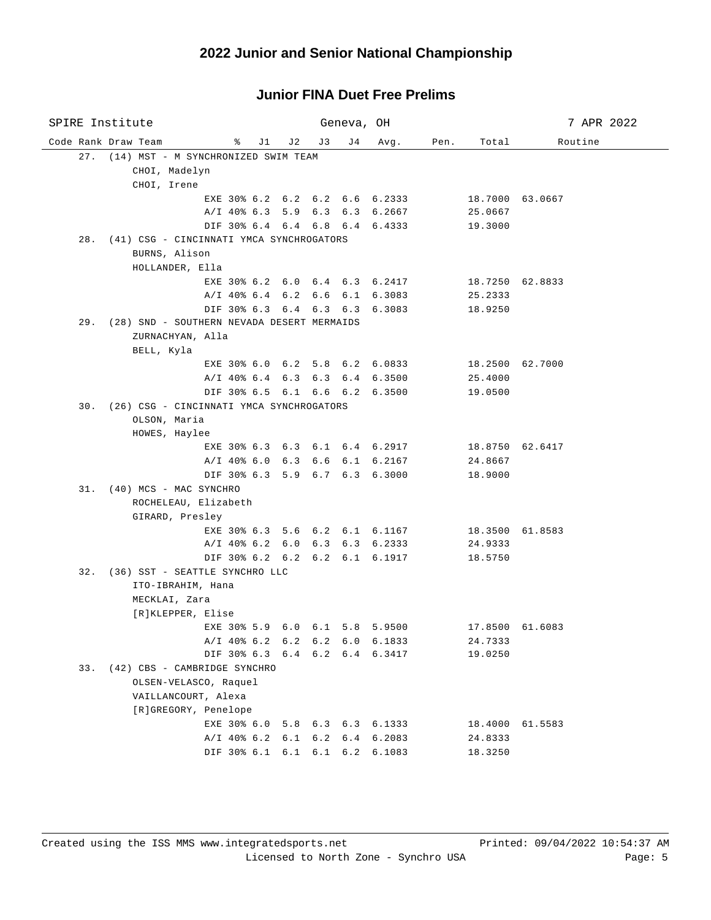# 2022 Junior and Senior National Championship

## Junior FINA Duet Free Prelims

SPIRE Institute | Geneva, OH | 7 APR 2022

| Code Rank Draw Team | % | J1 | J2 | J3 | J4 | Avg. | Pen. | Total | Routine |
|---|---|---|---|---|---|---|---|---|---|
| 27. (14) MST - M SYNCHRONIZED SWIM TEAM | | | | | | | | | |
| CHOI, Madelyn | | | | | | | | | |
| CHOI, Irene | | | | | | | | | |
| EXE | 30% | 6.2 | 6.2 | 6.2 | 6.6 | 6.2333 | | 18.7000 | 63.0667 |
| A/I | 40% | 6.3 | 5.9 | 6.3 | 6.3 | 6.2667 | | 25.0667 | |
| DIF | 30% | 6.4 | 6.4 | 6.8 | 6.4 | 6.4333 | | 19.3000 | |
| 28. (41) CSG - CINCINNATI YMCA SYNCHROGATORS | | | | | | | | | |
| BURNS, Alison | | | | | | | | | |
| HOLLANDER, Ella | | | | | | | | | |
| EXE | 30% | 6.2 | 6.0 | 6.4 | 6.3 | 6.2417 | | 18.7250 | 62.8833 |
| A/I | 40% | 6.4 | 6.2 | 6.6 | 6.1 | 6.3083 | | 25.2333 | |
| DIF | 30% | 6.3 | 6.4 | 6.3 | 6.3 | 6.3083 | | 18.9250 | |
| 29. (28) SND - SOUTHERN NEVADA DESERT MERMAIDS | | | | | | | | | |
| ZURNACHYAN, Alla | | | | | | | | | |
| BELL, Kyla | | | | | | | | | |
| EXE | 30% | 6.0 | 6.2 | 5.8 | 6.2 | 6.0833 | | 18.2500 | 62.7000 |
| A/I | 40% | 6.4 | 6.3 | 6.3 | 6.4 | 6.3500 | | 25.4000 | |
| DIF | 30% | 6.5 | 6.1 | 6.6 | 6.2 | 6.3500 | | 19.0500 | |
| 30. (26) CSG - CINCINNATI YMCA SYNCHROGATORS | | | | | | | | | |
| OLSON, Maria | | | | | | | | | |
| HOWES, Haylee | | | | | | | | | |
| EXE | 30% | 6.3 | 6.3 | 6.1 | 6.4 | 6.2917 | | 18.8750 | 62.6417 |
| A/I | 40% | 6.0 | 6.3 | 6.6 | 6.1 | 6.2167 | | 24.8667 | |
| DIF | 30% | 6.3 | 5.9 | 6.7 | 6.3 | 6.3000 | | 18.9000 | |
| 31. (40) MCS - MAC SYNCHRO | | | | | | | | | |
| ROCHELEAU, Elizabeth | | | | | | | | | |
| GIRARD, Presley | | | | | | | | | |
| EXE | 30% | 6.3 | 5.6 | 6.2 | 6.1 | 6.1167 | | 18.3500 | 61.8583 |
| A/I | 40% | 6.2 | 6.0 | 6.3 | 6.3 | 6.2333 | | 24.9333 | |
| DIF | 30% | 6.2 | 6.2 | 6.2 | 6.1 | 6.1917 | | 18.5750 | |
| 32. (36) SST - SEATTLE SYNCHRO LLC | | | | | | | | | |
| ITO-IBRAHIM, Hana | | | | | | | | | |
| MECKLAI, Zara | | | | | | | | | |
| [R]KLEPPER, Elise | | | | | | | | | |
| EXE | 30% | 5.9 | 6.0 | 6.1 | 5.8 | 5.9500 | | 17.8500 | 61.6083 |
| A/I | 40% | 6.2 | 6.2 | 6.2 | 6.0 | 6.1833 | | 24.7333 | |
| DIF | 30% | 6.3 | 6.4 | 6.2 | 6.4 | 6.3417 | | 19.0250 | |
| 33. (42) CBS - CAMBRIDGE SYNCHRO | | | | | | | | | |
| OLSEN-VELASCO, Raquel | | | | | | | | | |
| VAILLANCOURT, Alexa | | | | | | | | | |
| [R]GREGORY, Penelope | | | | | | | | | |
| EXE | 30% | 6.0 | 5.8 | 6.3 | 6.3 | 6.1333 | | 18.4000 | 61.5583 |
| A/I | 40% | 6.2 | 6.1 | 6.2 | 6.4 | 6.2083 | | 24.8333 | |
| DIF | 30% | 6.1 | 6.1 | 6.1 | 6.2 | 6.1083 | | 18.3250 | |

Created using the ISS MMS www.integratedsports.net — Printed: 09/04/2022 10:54:37 AM

Licensed to North Zone - Synchro USA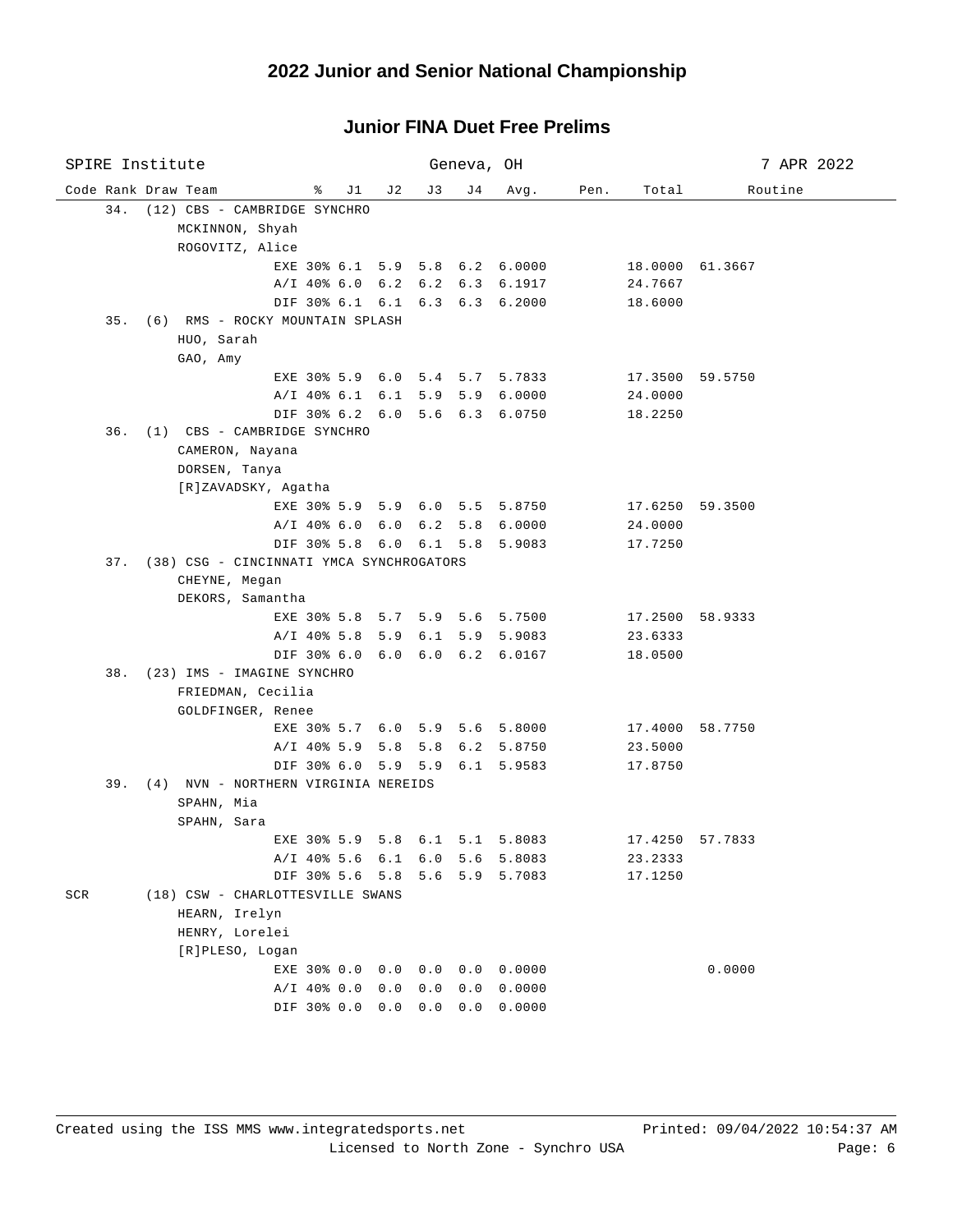# 2022 Junior and Senior National Championship

## Junior FINA Duet Free Prelims

SPIRE Institute — Geneva, OH — 7 APR 2022

| Code | Rank | Draw | Team | % | J1 | J2 | J3 | J4 | Avg. | Pen. | Total | Routine |
|---|---|---|---|---|---|---|---|---|---|---|---|---|
| | 34. | (12) | CBS - CAMBRIDGE SYNCHRO | | | | | | | | | |
| | | | MCKINNON, Shyah | | | | | | | | | |
| | | | ROGOVITZ, Alice | | | | | | | | | |
| | | | EXE | 30% | 6.1 | 5.9 | 5.8 | 6.2 | 6.0000 | | 18.0000 | 61.3667 |
| | | | A/I | 40% | 6.0 | 6.2 | 6.2 | 6.3 | 6.1917 | | 24.7667 | |
| | | | DIF | 30% | 6.1 | 6.1 | 6.3 | 6.3 | 6.2000 | | 18.6000 | |
| | 35. | (6) | RMS - ROCKY MOUNTAIN SPLASH | | | | | | | | | |
| | | | HUO, Sarah | | | | | | | | | |
| | | | GAO, Amy | | | | | | | | | |
| | | | EXE | 30% | 5.9 | 6.0 | 5.4 | 5.7 | 5.7833 | | 17.3500 | 59.5750 |
| | | | A/I | 40% | 6.1 | 6.1 | 5.9 | 5.9 | 6.0000 | | 24.0000 | |
| | | | DIF | 30% | 6.2 | 6.0 | 5.6 | 6.3 | 6.0750 | | 18.2250 | |
| | 36. | (1) | CBS - CAMBRIDGE SYNCHRO | | | | | | | | | |
| | | | CAMERON, Nayana | | | | | | | | | |
| | | | DORSEN, Tanya | | | | | | | | | |
| | | | [R]ZAVADSKY, Agatha | | | | | | | | | |
| | | | EXE | 30% | 5.9 | 5.9 | 6.0 | 5.5 | 5.8750 | | 17.6250 | 59.3500 |
| | | | A/I | 40% | 6.0 | 6.0 | 6.2 | 5.8 | 6.0000 | | 24.0000 | |
| | | | DIF | 30% | 5.8 | 6.0 | 6.1 | 5.8 | 5.9083 | | 17.7250 | |
| | 37. | (38) | CSG - CINCINNATI YMCA SYNCHROGATORS | | | | | | | | | |
| | | | CHEYNE, Megan | | | | | | | | | |
| | | | DEKORS, Samantha | | | | | | | | | |
| | | | EXE | 30% | 5.8 | 5.7 | 5.9 | 5.6 | 5.7500 | | 17.2500 | 58.9333 |
| | | | A/I | 40% | 5.8 | 5.9 | 6.1 | 5.9 | 5.9083 | | 23.6333 | |
| | | | DIF | 30% | 6.0 | 6.0 | 6.0 | 6.2 | 6.0167 | | 18.0500 | |
| | 38. | (23) | IMS - IMAGINE SYNCHRO | | | | | | | | | |
| | | | FRIEDMAN, Cecilia | | | | | | | | | |
| | | | GOLDFINGER, Renee | | | | | | | | | |
| | | | EXE | 30% | 5.7 | 6.0 | 5.9 | 5.6 | 5.8000 | | 17.4000 | 58.7750 |
| | | | A/I | 40% | 5.9 | 5.8 | 5.8 | 6.2 | 5.8750 | | 23.5000 | |
| | | | DIF | 30% | 6.0 | 5.9 | 5.9 | 6.1 | 5.9583 | | 17.8750 | |
| | 39. | (4) | NVN - NORTHERN VIRGINIA NEREIDS | | | | | | | | | |
| | | | SPAHN, Mia | | | | | | | | | |
| | | | SPAHN, Sara | | | | | | | | | |
| | | | EXE | 30% | 5.9 | 5.8 | 6.1 | 5.1 | 5.8083 | | 17.4250 | 57.7833 |
| | | | A/I | 40% | 5.6 | 6.1 | 6.0 | 5.6 | 5.8083 | | 23.2333 | |
| | | | DIF | 30% | 5.6 | 5.8 | 5.6 | 5.9 | 5.7083 | | 17.1250 | |
| SCR | | (18) | CSW - CHARLOTTESVILLE SWANS | | | | | | | | | |
| | | | HEARN, Irelyn | | | | | | | | | |
| | | | HENRY, Lorelei | | | | | | | | | |
| | | | [R]PLESO, Logan | | | | | | | | | |
| | | | EXE | 30% | 0.0 | 0.0 | 0.0 | 0.0 | 0.0000 | | | 0.0000 |
| | | | A/I | 40% | 0.0 | 0.0 | 0.0 | 0.0 | 0.0000 | | | |
| | | | DIF | 30% | 0.0 | 0.0 | 0.0 | 0.0 | 0.0000 | | | |

Created using the ISS MMS www.integratedsports.net — Printed: 09/04/2022 10:54:37 AM

Licensed to North Zone - Synchro USA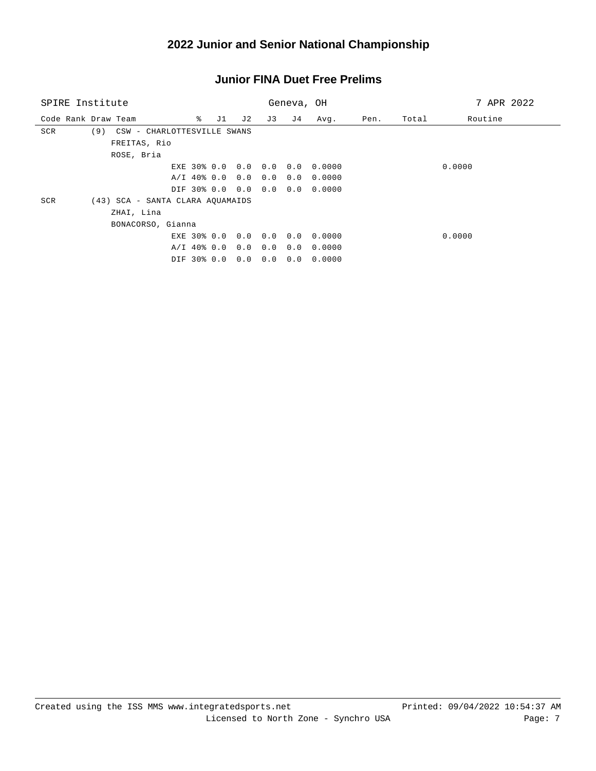# 2022 Junior and Senior National Championship

## Junior FINA Duet Free Prelims

SPIRE Institute | Geneva, OH | 7 APR 2022

| Code | Rank | Draw | Team | % | J1 | J2 | J3 | J4 | Avg. | Pen. | Total | Routine |
|---|---|---|---|---|---|---|---|---|---|---|---|---|
| SCR | | (9) | CSW - CHARLOTTESVILLE SWANS | | | | | | | | | |
| | | | FREITAS, Rio | | | | | | | | | |
| | | | ROSE, Bria | | | | | | | | | |
| | | | EXE | 30% | 0.0 | 0.0 | 0.0 | 0.0 | 0.0000 | | | 0.0000 |
| | | | A/I | 40% | 0.0 | 0.0 | 0.0 | 0.0 | 0.0000 | | | |
| | | | DIF | 30% | 0.0 | 0.0 | 0.0 | 0.0 | 0.0000 | | | |
| SCR | | (43) | SCA - SANTA CLARA AQUAMAIDS | | | | | | | | | |
| | | | ZHAI, Lina | | | | | | | | | |
| | | | BONACORSO, Gianna | | | | | | | | | |
| | | | EXE | 30% | 0.0 | 0.0 | 0.0 | 0.0 | 0.0000 | | | 0.0000 |
| | | | A/I | 40% | 0.0 | 0.0 | 0.0 | 0.0 | 0.0000 | | | |
| | | | DIF | 30% | 0.0 | 0.0 | 0.0 | 0.0 | 0.0000 | | | |

Created using the ISS MMS www.integratedsports.net Printed: 09/04/2022 10:54:37 AM
Licensed to North Zone - Synchro USA